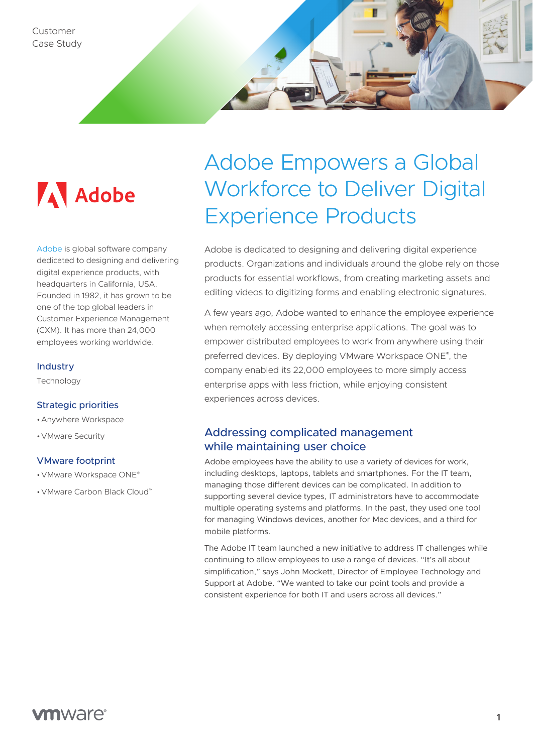Customer
Case Study

Adobe

Adobe is global software company dedicated to designing and delivering digital experience products, with headquarters in California, USA. Founded in 1982, it has grown to be one of the top global leaders in Customer Experience Management (CXM). It has more than 24,000 employees working worldwide.

### Industry

Technology

### Strategic priorities

- Anywhere Workspace
- VMware Security

### VMware footprint

- VMware Workspace ONE®
- VMware Carbon Black Cloud™

# Adobe Empowers a Global Workforce to Deliver Digital Experience Products

Adobe is dedicated to designing and delivering digital experience products. Organizations and individuals around the globe rely on those products for essential workflows, from creating marketing assets and editing videos to digitizing forms and enabling electronic signatures.

A few years ago, Adobe wanted to enhance the employee experience when remotely accessing enterprise applications. The goal was to empower distributed employees to work from anywhere using their preferred devices. By deploying VMware Workspace ONE®, the company enabled its 22,000 employees to more simply access enterprise apps with less friction, while enjoying consistent experiences across devices.

## Addressing complicated management while maintaining user choice

Adobe employees have the ability to use a variety of devices for work, including desktops, laptops, tablets and smartphones. For the IT team, managing those different devices can be complicated. In addition to supporting several device types, IT administrators have to accommodate multiple operating systems and platforms. In the past, they used one tool for managing Windows devices, another for Mac devices, and a third for mobile platforms.

The Adobe IT team launched a new initiative to address IT challenges while continuing to allow employees to use a range of devices. "It's all about simplification," says John Mockett, Director of Employee Technology and Support at Adobe. "We wanted to take our point tools and provide a consistent experience for both IT and users across all devices."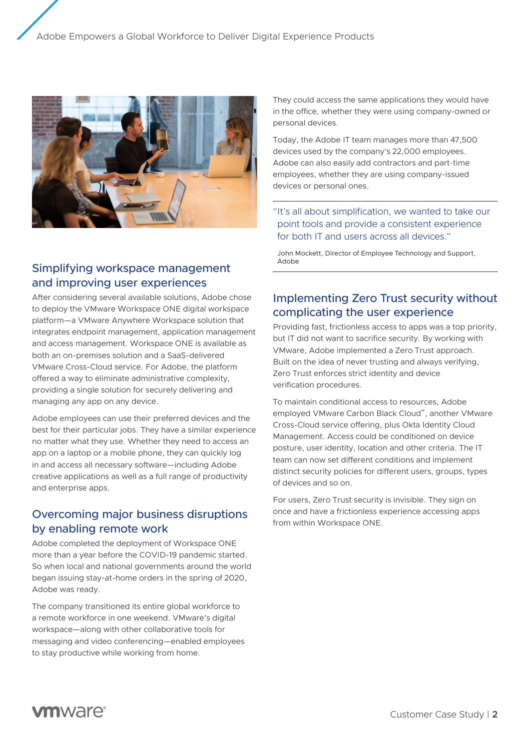## Simplifying workspace management and improving user experiences

After considering several available solutions, Adobe chose to deploy the VMware Workspace ONE digital workspace platform—a VMware Anywhere Workspace solution that integrates endpoint management, application management and access management. Workspace ONE is available as both an on-premises solution and a SaaS-delivered VMware Cross-Cloud service. For Adobe, the platform offered a way to eliminate administrative complexity, providing a single solution for securely delivering and managing any app on any device.

Adobe employees can use their preferred devices and the best for their particular jobs. They have a similar experience no matter what they use. Whether they need to access an app on a laptop or a mobile phone, they can quickly log in and access all necessary software—including Adobe creative applications as well as a full range of productivity and enterprise apps.

## Overcoming major business disruptions by enabling remote work

Adobe completed the deployment of Workspace ONE more than a year before the COVID-19 pandemic started. So when local and national governments around the world began issuing stay-at-home orders in the spring of 2020, Adobe was ready.

The company transitioned its entire global workforce to a remote workforce in one weekend. VMware's digital workspace—along with other collaborative tools for messaging and video conferencing—enabled employees to stay productive while working from home.

They could access the same applications they would have in the office, whether they were using company-owned or personal devices.

Today, the Adobe IT team manages more than 47,500 devices used by the company's 22,000 employees. Adobe can also easily add contractors and part-time employees, whether they are using company-issued devices or personal ones.

> "It's all about simplification, we wanted to take our point tools and provide a consistent experience for both IT and users across all devices."
>
> John Mockett, Director of Employee Technology and Support, Adobe

## Implementing Zero Trust security without complicating the user experience

Providing fast, frictionless access to apps was a top priority, but IT did not want to sacrifice security. By working with VMware, Adobe implemented a Zero Trust approach. Built on the idea of never trusting and always verifying, Zero Trust enforces strict identity and device verification procedures.

To maintain conditional access to resources, Adobe employed VMware Carbon Black Cloud™, another VMware Cross-Cloud service offering, plus Okta Identity Cloud Management. Access could be conditioned on device posture, user identity, location and other criteria. The IT team can now set different conditions and implement distinct security policies for different users, groups, types of devices and so on.

For users, Zero Trust security is invisible. They sign on once and have a frictionless experience accessing apps from within Workspace ONE.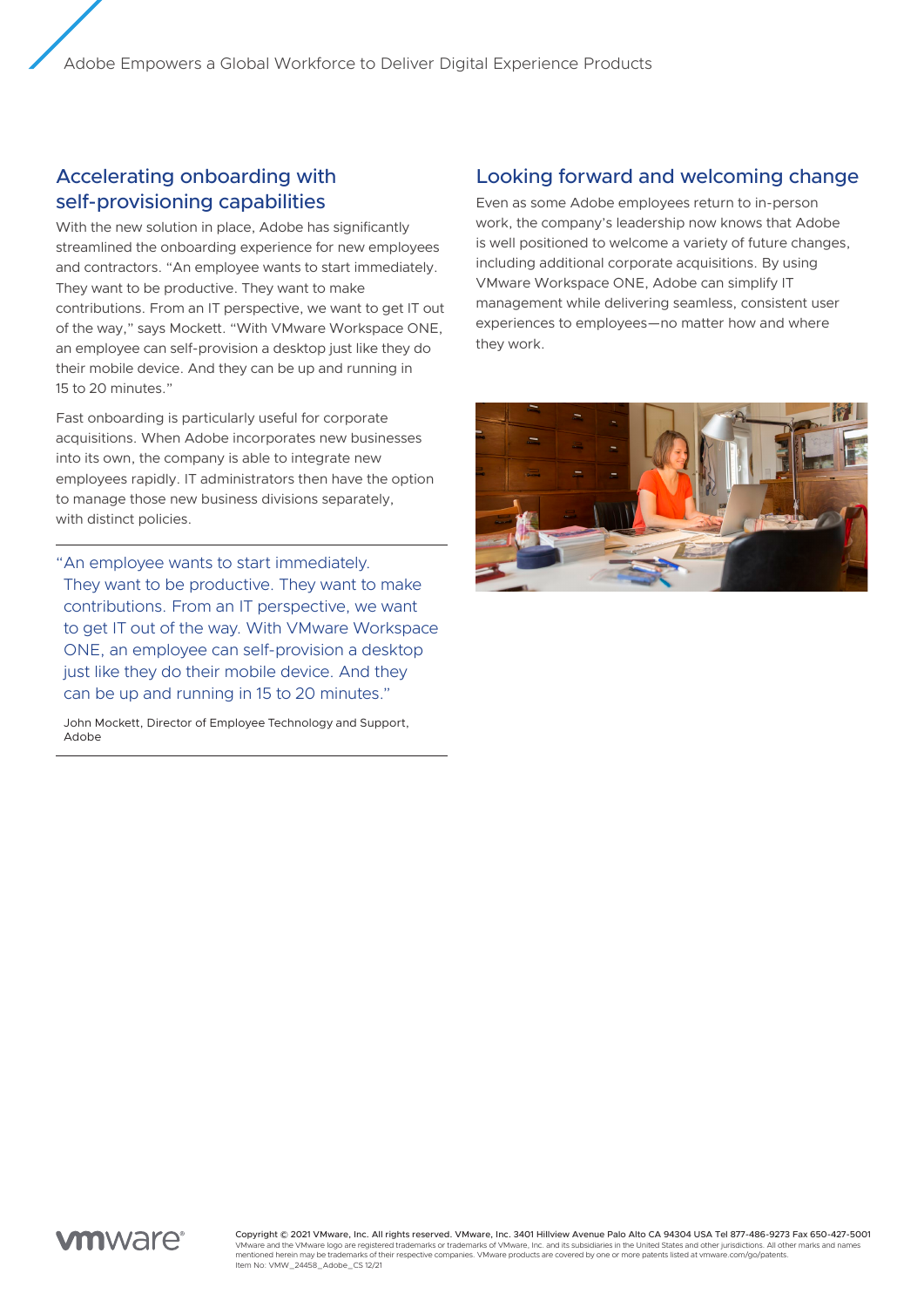## Accelerating onboarding with self-provisioning capabilities

With the new solution in place, Adobe has significantly streamlined the onboarding experience for new employees and contractors. "An employee wants to start immediately. They want to be productive. They want to make contributions. From an IT perspective, we want to get IT out of the way," says Mockett. "With VMware Workspace ONE, an employee can self-provision a desktop just like they do their mobile device. And they can be up and running in 15 to 20 minutes."

Fast onboarding is particularly useful for corporate acquisitions. When Adobe incorporates new businesses into its own, the company is able to integrate new employees rapidly. IT administrators then have the option to manage those new business divisions separately, with distinct policies.

> "An employee wants to start immediately. They want to be productive. They want to make contributions. From an IT perspective, we want to get IT out of the way. With VMware Workspace ONE, an employee can self-provision a desktop just like they do their mobile device. And they can be up and running in 15 to 20 minutes."
>
> John Mockett, Director of Employee Technology and Support, Adobe

## Looking forward and welcoming change

Even as some Adobe employees return to in-person work, the company's leadership now knows that Adobe is well positioned to welcome a variety of future changes, including additional corporate acquisitions. By using VMware Workspace ONE, Adobe can simplify IT management while delivering seamless, consistent user experiences to employees—no matter how and where they work.

Copyright © 2021 VMware, Inc. All rights reserved. VMware, Inc. 3401 Hillview Avenue Palo Alto CA 94304 USA Tel 877-486-9273 Fax 650-427-5001 VMware and the VMware logo are registered trademarks or trademarks of VMware, Inc. and its subsidiaries in the United States and other jurisdictions. All other marks and names mentioned herein may be trademarks of their respective companies. VMware products are covered by one or more patents listed at vmware.com/go/patents.
Item No: VMW_24458_Adobe_CS 12/21